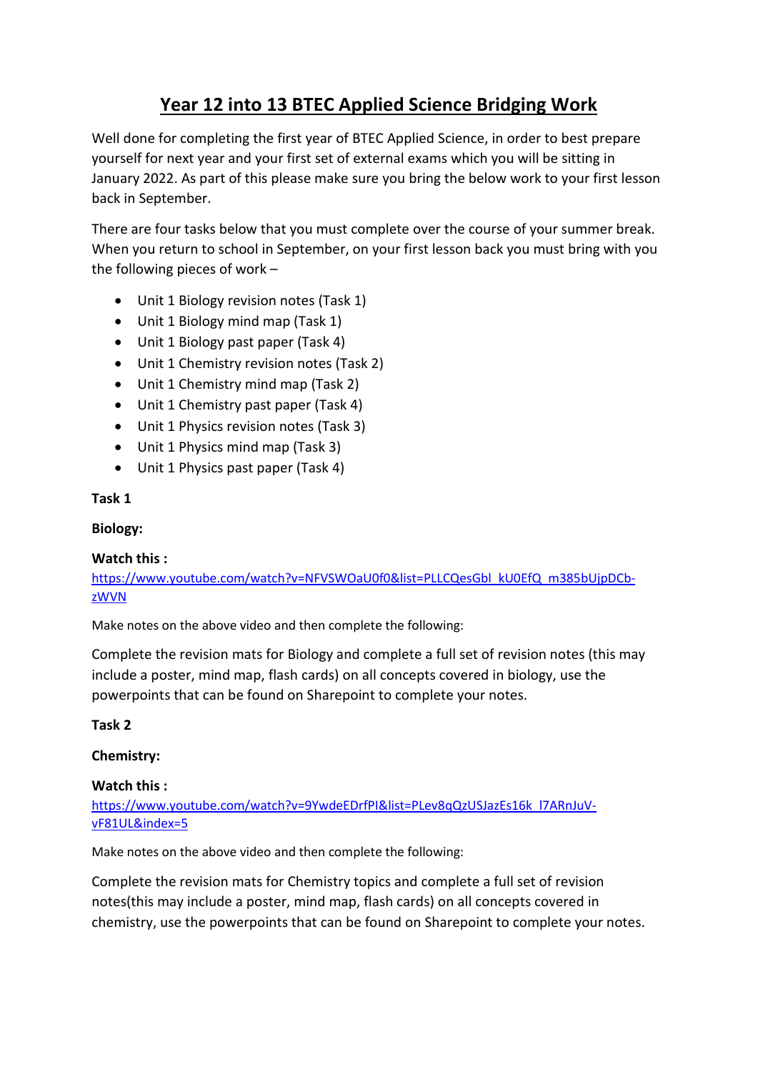# Year 12 into 13 BTEC Applied Science Bridging Work

Well done for completing the first year of BTEC Applied Science, in order to best prepare yourself for next year and your first set of external exams which you will be sitting in January 2022. As part of this please make sure you bring the below work to your first lesson back in September.

There are four tasks below that you must complete over the course of your summer break. When you return to school in September, on your first lesson back you must bring with you the following pieces of work –

- Unit 1 Biology revision notes (Task 1)
- Unit 1 Biology mind map (Task 1)
- Unit 1 Biology past paper (Task 4)
- Unit 1 Chemistry revision notes (Task 2)
- Unit 1 Chemistry mind map (Task 2)
- Unit 1 Chemistry past paper (Task 4)
- Unit 1 Physics revision notes (Task 3)
- Unit 1 Physics mind map (Task 3)
- Unit 1 Physics past paper (Task 4)

**Task 1**

**Biology:**

**Watch this :**
https://www.youtube.com/watch?v=NFVSWOaU0f0&list=PLLCQesGbl_kU0EfQ_m385bUjpDCb-zWVN

Make notes on the above video and then complete the following:

Complete the revision mats for Biology and complete a full set of revision notes (this may include a poster, mind map, flash cards) on all concepts covered in biology, use the powerpoints that can be found on Sharepoint to complete your notes.

**Task 2**

**Chemistry:**

**Watch this :**
https://www.youtube.com/watch?v=9YwdeEDrfPI&list=PLev8qQzUSJazEs16k_l7ARnJuV-vF81UL&index=5

Make notes on the above video and then complete the following:

Complete the revision mats for Chemistry topics and complete a full set of revision notes(this may include a poster, mind map, flash cards) on all concepts covered in chemistry, use the powerpoints that can be found on Sharepoint to complete your notes.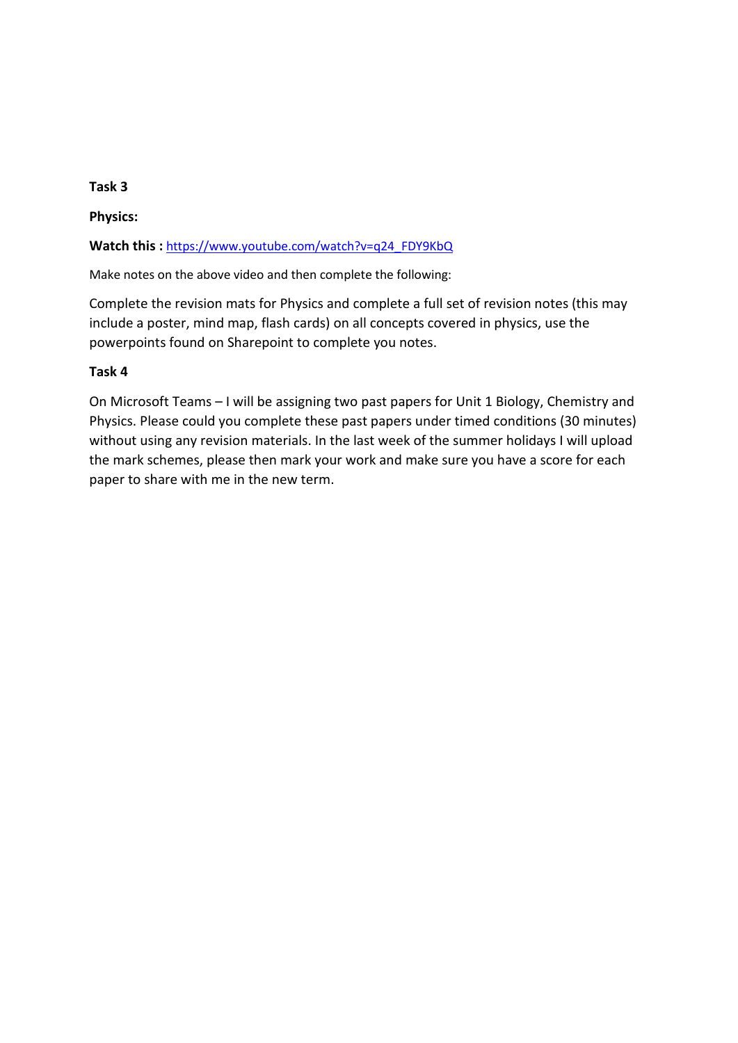**Task 3**

**Physics:**

**Watch this :** https://www.youtube.com/watch?v=q24_FDY9KbQ

Make notes on the above video and then complete the following:

Complete the revision mats for Physics and complete a full set of revision notes (this may include a poster, mind map, flash cards) on all concepts covered in physics, use the powerpoints found on Sharepoint to complete you notes.

**Task 4**

On Microsoft Teams – I will be assigning two past papers for Unit 1 Biology, Chemistry and Physics. Please could you complete these past papers under timed conditions (30 minutes) without using any revision materials. In the last week of the summer holidays I will upload the mark schemes, please then mark your work and make sure you have a score for each paper to share with me in the new term.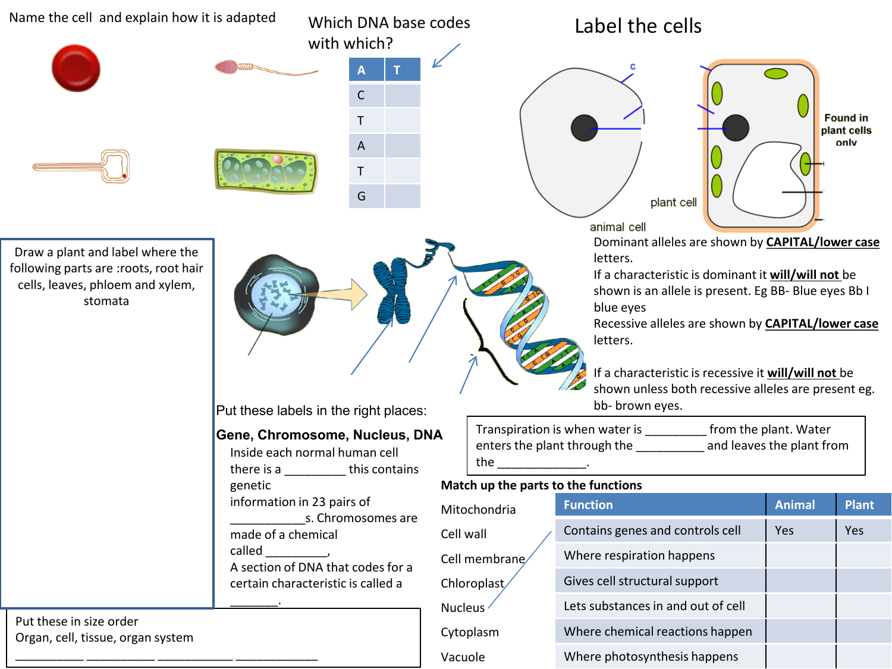Name the cell and explain how it is adapted

Which DNA base codes with which?

| A | T |
|---|---|
| C | |
| T | |
| A | |
| T | |
| G | |

Label the cells

c

Found in plant cells only

plant cell

animal cell

Dominant alleles are shown by **CAPITAL/lower case** letters.

If a characteristic is dominant it **will/will not** be shown is an allele is present. Eg BB- Blue eyes Bb I blue eyes

Recessive alleles are shown by **CAPITAL/lower case** letters.

If a characteristic is recessive it **will/will not** be shown unless both recessive alleles are present eg. bb- brown eyes.

Draw a plant and label where the following parts are :roots, root hair cells, leaves, phloem and xylem, stomata

Put these labels in the right places:

**Gene, Chromosome, Nucleus, DNA**

Inside each normal human cell there is a _________ this contains genetic information in 23 pairs of ___________s. Chromosomes are made of a chemical called _________, A section of DNA that codes for a certain characteristic is called a _______.

Transpiration is when water is _________ from the plant. Water enters the plant through the __________ and leaves the plant from the _____________.

**Match up the parts to the functions**

Mitochondria

Cell wall

Cell membrane

Chloroplast

Nucleus

Cytoplasm

Vacuole

| Function | Animal | Plant |
|---|---|---|
| Contains genes and controls cell | Yes | Yes |
| Where respiration happens | | |
| Gives cell structural support | | |
| Lets substances in and out of cell | | |
| Where chemical reactions happen | | |
| Where photosynthesis happens | | |

Put these in size order

Organ, cell, tissue, organ system

__________ __________ ___________ ____________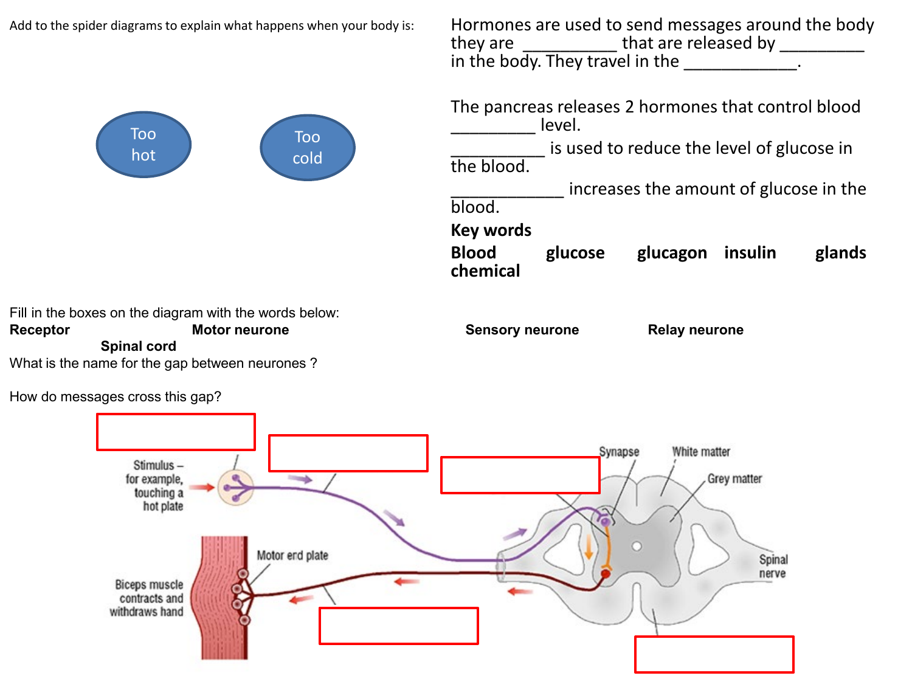Add to the spider diagrams to explain what happens when your body is:

Too hot

Too cold

Hormones are used to send messages around the body they are __________ that are released by _________ in the body. They travel in the ____________.

The pancreas releases 2 hormones that control blood _________ level.

__________ is used to reduce the level of glucose in the blood.

____________ increases the amount of glucose in the blood.

**Key words**

**Blood glucose glucagon insulin glands chemical**

Fill in the boxes on the diagram with the words below:

**Receptor** **Motor neurone** **Sensory neurone** **Relay neurone** **Spinal cord**

What is the name for the gap between neurones ?

How do messages cross this gap?

Stimulus – for example, touching a hot plate

Synapse

White matter

Grey matter

Spinal nerve

Motor end plate

Biceps muscle contracts and withdraws hand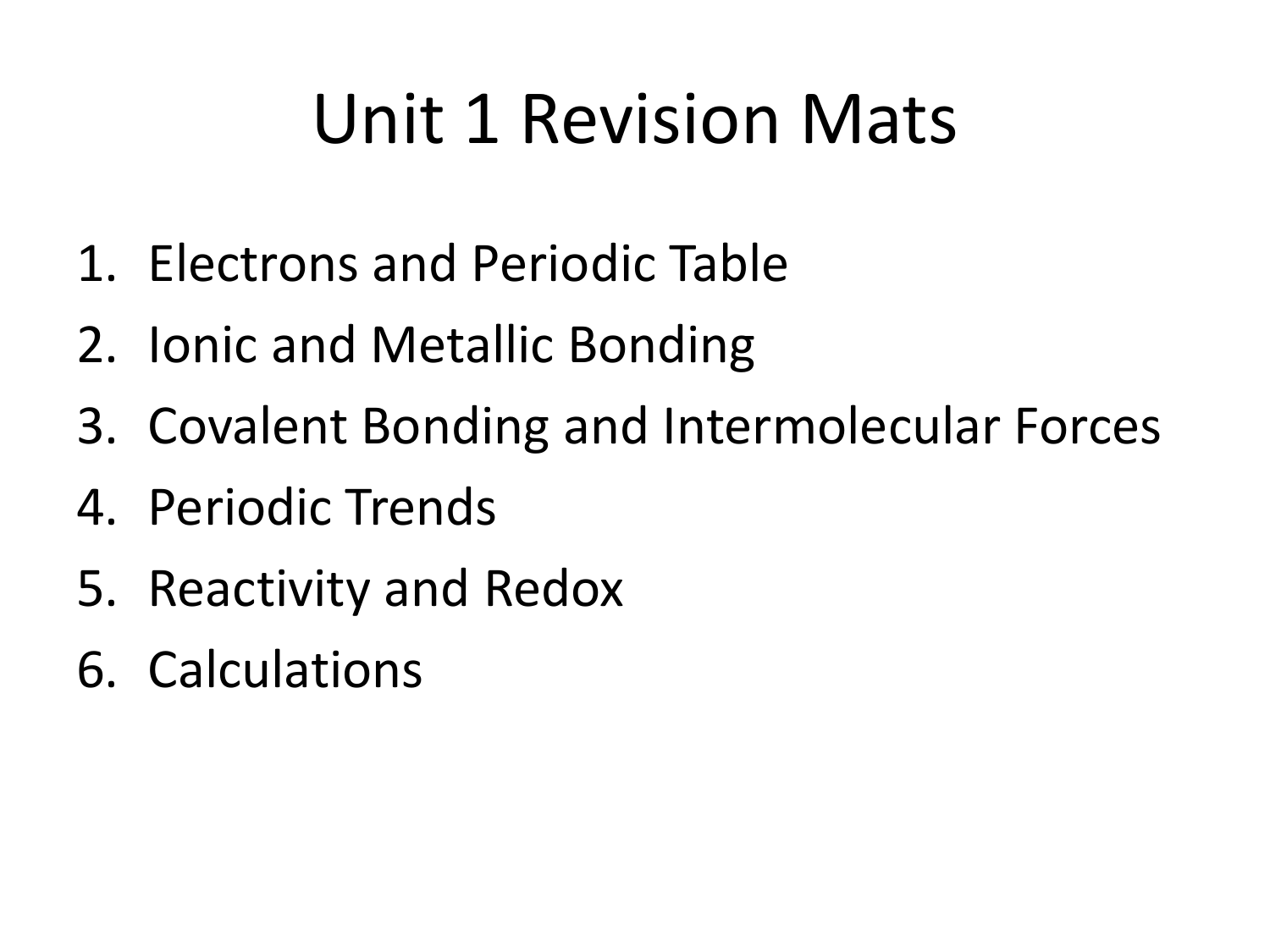# Unit 1 Revision Mats

1. Electrons and Periodic Table
2. Ionic and Metallic Bonding
3. Covalent Bonding and Intermolecular Forces
4. Periodic Trends
5. Reactivity and Redox
6. Calculations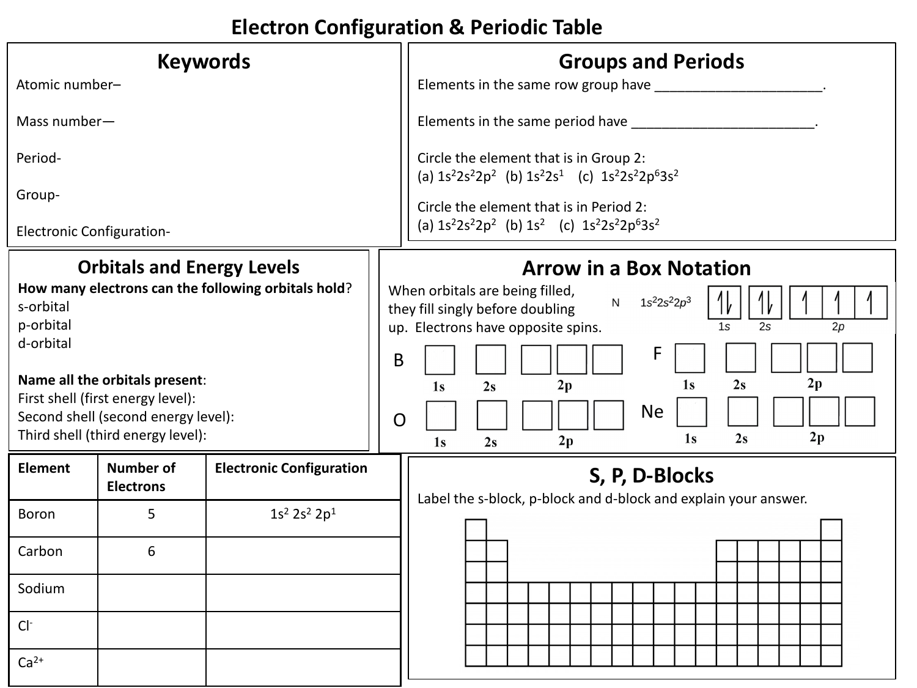# Electron Configuration & Periodic Table

## Keywords

Atomic number–

Mass number—

Period-

Group-

Electronic Configuration-

## Groups and Periods

Elements in the same row group have ______________________.

Elements in the same period have ________________________.

Circle the element that is in Group 2:
(a) $1s^2 2s^2 2p^2$ (b) $1s^2 2s^1$ (c) $1s^2 2s^2 2p^6 3s^2$

Circle the element that is in Period 2:
(a) $1s^2 2s^2 2p^2$ (b) $1s^2$ (c) $1s^2 2s^2 2p^6 3s^2$

## Orbitals and Energy Levels

**How many electrons can the following orbitals hold**?

s-orbital

p-orbital

d-orbital

**Name all the orbitals present**:

First shell (first energy level):

Second shell (second energy level):

Third shell (third energy level):

## Arrow in a Box Notation

When orbitals are being filled, they fill singly before doubling up. Electrons have opposite spins.

N $1s^2 2s^2 2p^3$ [↑↓] [↑↓] [↑ | ↑ | ↑]
1s 2s 2p

B [ ] [ ] [ | | ]
1s 2s 2p

F [ ] [ ] [ | | ]
1s 2s 2p

O [ ] [ ] [ | | ]
1s 2s 2p

Ne [ ] [ ] [ | | ]
1s 2s 2p

| Element | Number of Electrons | Electronic Configuration |
|---|---|---|
| Boron | 5 | $1s^2 2s^2 2p^1$ |
| Carbon | 6 | |
| Sodium | | |
| $Cl^-$ | | |
| $Ca^{2+}$ | | |

## S, P, D-Blocks

Label the s-block, p-block and d-block and explain your answer.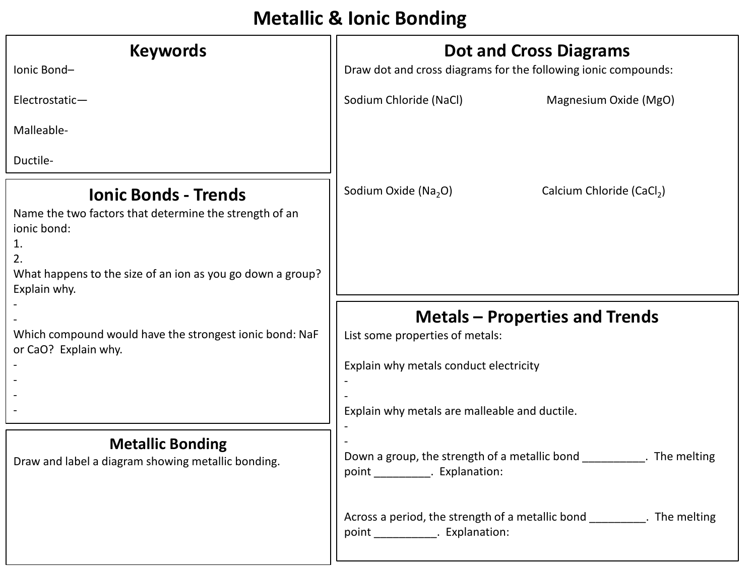# Metallic & Ionic Bonding

## Keywords

Ionic Bond–

Electrostatic—

Malleable-

Ductile-

## Ionic Bonds - Trends

Name the two factors that determine the strength of an ionic bond:

1.
2.

What happens to the size of an ion as you go down a group? Explain why.

-
-

Which compound would have the strongest ionic bond: NaF or CaO? Explain why.

-
-
-
-

## Metallic Bonding

Draw and label a diagram showing metallic bonding.

## Dot and Cross Diagrams

Draw dot and cross diagrams for the following ionic compounds:

Sodium Chloride (NaCl)

Magnesium Oxide (MgO)

Sodium Oxide ($Na_2O$)

Calcium Chloride ($CaCl_2$)

## Metals – Properties and Trends

List some properties of metals:

Explain why metals conduct electricity

-
-

Explain why metals are malleable and ductile.

-
-

Down a group, the strength of a metallic bond __________. The melting point _________. Explanation:

Across a period, the strength of a metallic bond _________. The melting point __________. Explanation: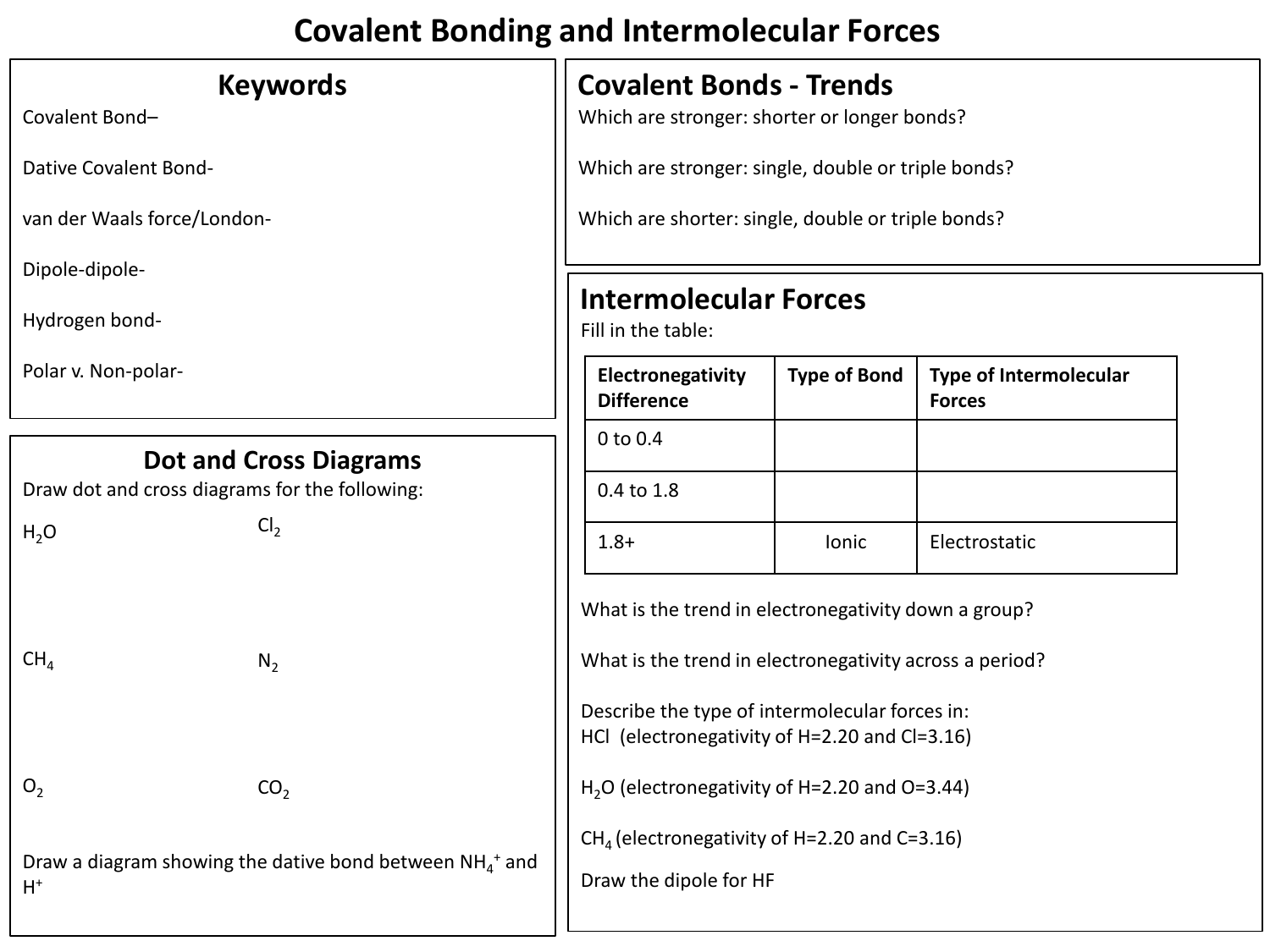# Covalent Bonding and Intermolecular Forces

## Keywords

Covalent Bond–

Dative Covalent Bond-

van der Waals force/London-

Dipole-dipole-

Hydrogen bond-

Polar v. Non-polar-

## Dot and Cross Diagrams

Draw dot and cross diagrams for the following:

$H_2O$

$Cl_2$

$CH_4$

$N_2$

$O_2$

$CO_2$

Draw a diagram showing the dative bond between $NH_4^+$ and $H^+$

## Covalent Bonds - Trends

Which are stronger: shorter or longer bonds?

Which are stronger: single, double or triple bonds?

Which are shorter: single, double or triple bonds?

## Intermolecular Forces

Fill in the table:

| Electronegativity Difference | Type of Bond | Type of Intermolecular Forces |
|---|---|---|
| 0 to 0.4 | | |
| 0.4 to 1.8 | | |
| 1.8+ | Ionic | Electrostatic |

What is the trend in electronegativity down a group?

What is the trend in electronegativity across a period?

Describe the type of intermolecular forces in:
HCl (electronegativity of H=2.20 and Cl=3.16)

$H_2O$ (electronegativity of H=2.20 and O=3.44)

$CH_4$ (electronegativity of H=2.20 and C=3.16)

Draw the dipole for HF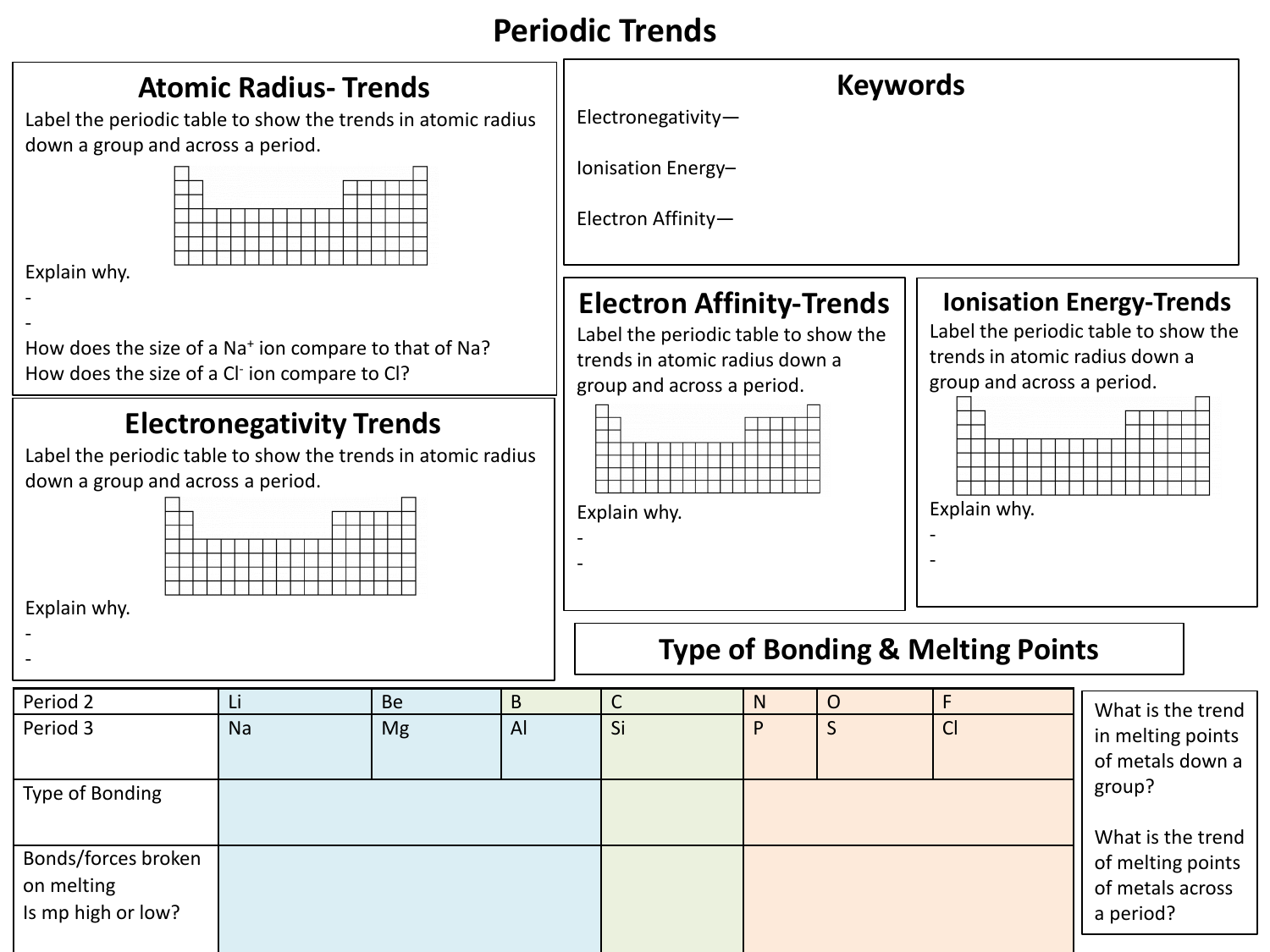# Periodic Trends

## Atomic Radius- Trends

Label the periodic table to show the trends in atomic radius down a group and across a period.

Explain why.

-

-

How does the size of a $Na^+$ ion compare to that of Na?

How does the size of a $Cl^-$ ion compare to Cl?

## Keywords

Electronegativity—

Ionisation Energy–

Electron Affinity—

## Electronegativity Trends

Label the periodic table to show the trends in atomic radius down a group and across a period.

Explain why.

-

-

## Electron Affinity-Trends

Label the periodic table to show the trends in atomic radius down a group and across a period.

Explain why.

-

-

## Ionisation Energy-Trends

Label the periodic table to show the trends in atomic radius down a group and across a period.

Explain why.

-

-

## Type of Bonding & Melting Points

| Period 2 | Li | Be | B | C | N | O | F |
|---|---|---|---|---|---|---|---|
| Period 3 | Na | Mg | Al | Si | P | S | Cl |
| Type of Bonding | | | | | | | |
| Bonds/forces broken on melting<br>Is mp high or low? | | | | | | | |

What is the trend in melting points of metals down a group?

What is the trend of melting points of metals across a period?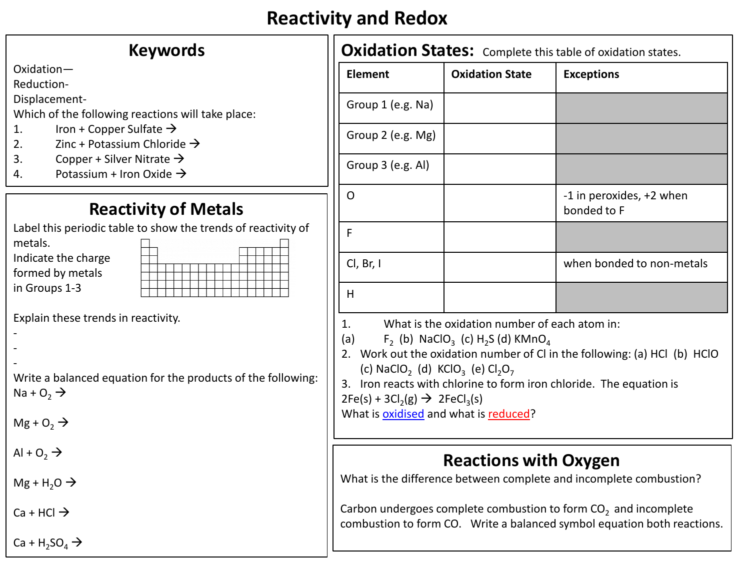# Reactivity and Redox

## Keywords

Oxidation—

Reduction-

Displacement-

Which of the following reactions will take place:

1. Iron + Copper Sulfate →
2. Zinc + Potassium Chloride →
3. Copper + Silver Nitrate →
4. Potassium + Iron Oxide →

## Reactivity of Metals

Label this periodic table to show the trends of reactivity of metals.

Indicate the charge formed by metals in Groups 1-3

Explain these trends in reactivity.

-
-
-

Write a balanced equation for the products of the following:

$Na + O_2 \rightarrow$

$Mg + O_2 \rightarrow$

$Al + O_2 \rightarrow$

$Mg + H_2O \rightarrow$

$Ca + HCl \rightarrow$

$Ca + H_2SO_4 \rightarrow$

## Oxidation States: Complete this table of oxidation states.

| Element | Oxidation State | Exceptions |
|---|---|---|
| Group 1 (e.g. Na) | | |
| Group 2 (e.g. Mg) | | |
| Group 3 (e.g. Al) | | |
| O | | -1 in peroxides, +2 when bonded to F |
| F | | |
| Cl, Br, I | | when bonded to non-metals |
| H | | |

1. What is the oxidation number of each atom in:
(a) $F_2$ (b) $NaClO_3$ (c) $H_2S$ (d) $KMnO_4$
2. Work out the oxidation number of Cl in the following: (a) HCl (b) HClO (c) $NaClO_2$ (d) $KClO_3$ (e) $Cl_2O_7$
3. Iron reacts with chlorine to form iron chloride. The equation is
$2Fe(s) + 3Cl_2(g) \rightarrow 2FeCl_3(s)$
What is oxidised and what is reduced?

## Reactions with Oxygen

What is the difference between complete and incomplete combustion?

Carbon undergoes complete combustion to form $CO_2$ and incomplete combustion to form CO. Write a balanced symbol equation both reactions.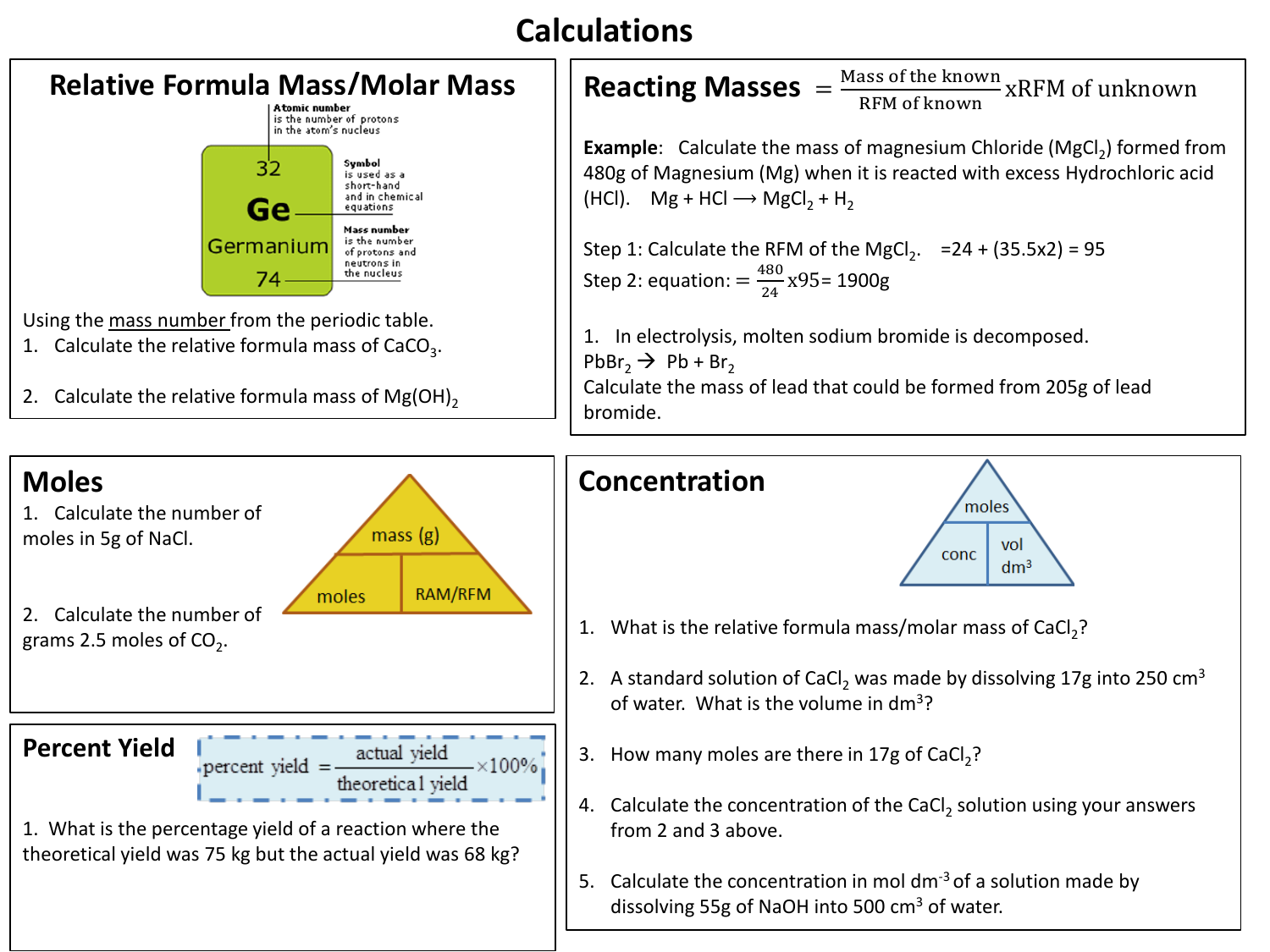# Calculations

## Relative Formula Mass/Molar Mass

Atomic number is the number of protons in the atom's nucleus

Symbol is used as a short-hand and in chemical equations

Mass number is the number of protons and neutrons in the nucleus

32
Ge
Germanium
74

Using the mass number from the periodic table.

1. Calculate the relative formula mass of $CaCO_3$.
2. Calculate the relative formula mass of $Mg(OH)_2$

## Reacting Masses

$$= \frac{\text{Mass of the known}}{\text{RFM of known}} \text{xRFM of unknown}$$

**Example**: Calculate the mass of magnesium Chloride ($MgCl_2$) formed from 480g of Magnesium (Mg) when it is reacted with excess Hydrochloric acid (HCl). $Mg + HCl \longrightarrow MgCl_2 + H_2$

Step 1: Calculate the RFM of the $MgCl_2$. =24 + (35.5x2) = 95

Step 2: equation: $= \frac{480}{24}$x95= 1900g

1. In electrolysis, molten sodium bromide is decomposed.

$PbBr_2 \rightarrow Pb + Br_2$

Calculate the mass of lead that could be formed from 205g of lead bromide.

## Moles

mass (g) / moles × RAM/RFM

1. Calculate the number of moles in 5g of NaCl.
2. Calculate the number of grams 2.5 moles of $CO_2$.

## Percent Yield

$$\text{percent yield} = \frac{\text{actual yield}}{\text{theoretical yield}} \times 100\%$$

1. What is the percentage yield of a reaction where the theoretical yield was 75 kg but the actual yield was 68 kg?

## Concentration

moles / conc × vol $dm^3$

1. What is the relative formula mass/molar mass of $CaCl_2$?
2. A standard solution of $CaCl_2$ was made by dissolving 17g into 250 $cm^3$ of water. What is the volume in $dm^3$?
3. How many moles are there in 17g of $CaCl_2$?
4. Calculate the concentration of the $CaCl_2$ solution using your answers from 2 and 3 above.
5. Calculate the concentration in mol $dm^{-3}$ of a solution made by dissolving 55g of NaOH into 500 $cm^3$ of water.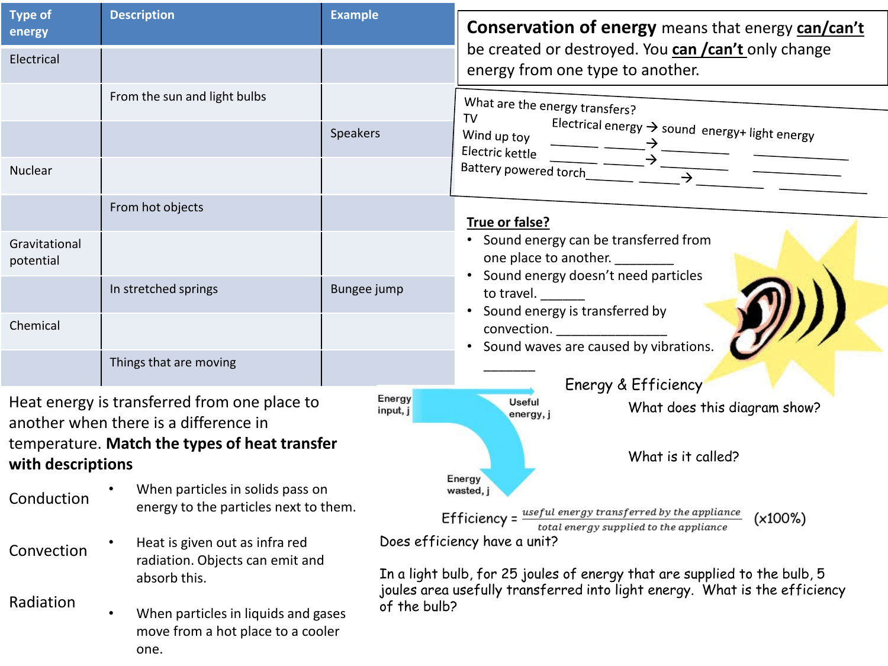| Type of energy | Description | Example |
|---|---|---|
| Electrical | | |
| | From the sun and light bulbs | |
| | | Speakers |
| Nuclear | | |
| | From hot objects | |
| Gravitational potential | | |
| | In stretched springs | Bungee jump |
| Chemical | | |
| | Things that are moving | |

**Conservation of energy** means that energy **can/can't** be created or destroyed. You **can /can't** only change energy from one type to another.

What are the energy transfers?

TV Electrical energy → sound energy+ light energy

Wind up toy ______ ______ → ______ ______

Electric kettle ______ ______ → ______ ______

Battery powered torch ______ ______ → ______ ______

**True or false?**

- Sound energy can be transferred from one place to another. ________
- Sound energy doesn't need particles to travel. ______
- Sound energy is transferred by convection. ______________
- Sound waves are caused by vibrations. _______

Heat energy is transferred from one place to another when there is a difference in temperature. **Match the types of heat transfer with descriptions**

Conduction

Convection

Radiation

- When particles in solids pass on energy to the particles next to them.
- Heat is given out as infra red radiation. Objects can emit and absorb this.
- When particles in liquids and gases move from a hot place to a cooler one.

Energy & Efficiency

Energy input, j

Useful energy, j

Energy wasted, j

What does this diagram show?

What is it called?

$$\text{Efficiency} = \frac{\text{useful energy transferred by the appliance}}{\text{total energy supplied to the appliance}} \quad (\times 100\%)$$

Does efficiency have a unit?

In a light bulb, for 25 joules of energy that are supplied to the bulb, 5 joules area usefully transferred into light energy. What is the efficiency of the bulb?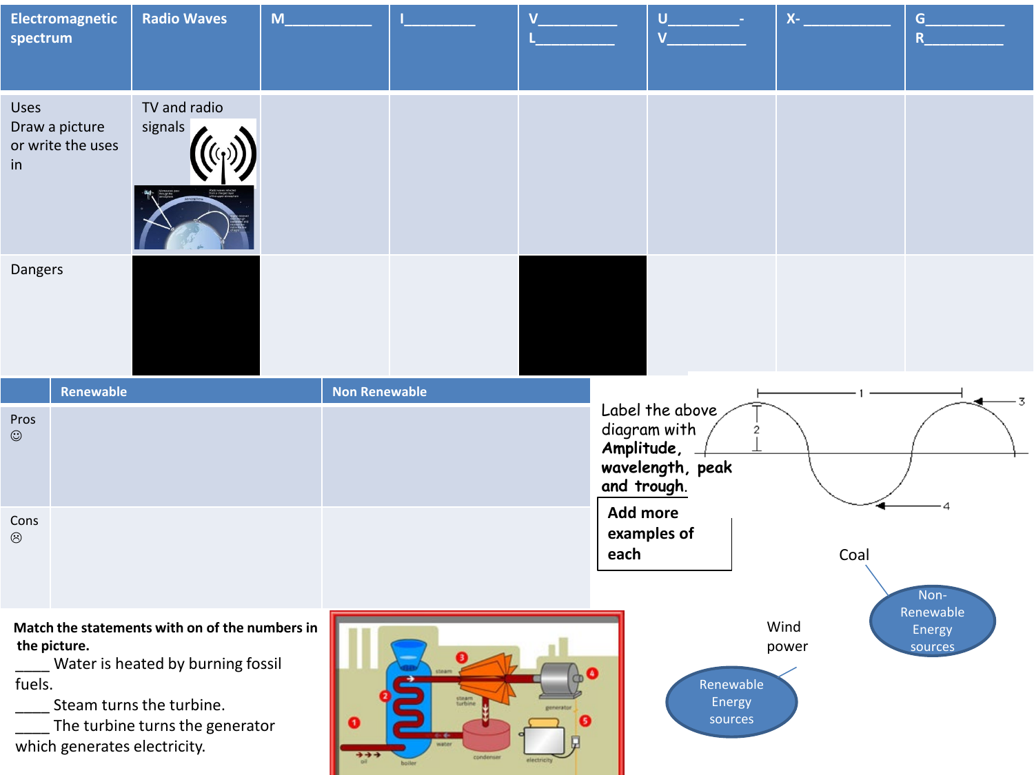| Electromagnetic spectrum | Radio Waves | M___________ | I_________ | V_________ L_________ | U_________- V_________ | X- ___________ | G_________ R_________ |
|---|---|---|---|---|---|---|---|
| Uses Draw a picture or write the uses in | TV and radio signals | | | | | | |
| Dangers | | | | | | | |

| | Renewable | Non Renewable |
|---|---|---|
| Pros ☺ | | |
| Cons ☹ | | |

Label the above diagram with **Amplitude, wavelength, peak and trough.**

1
2
3
4

**Add more examples of each**

Coal

Non-Renewable Energy sources

Wind power

Renewable Energy sources

**Match the statements with on of the numbers in the picture.**

____ Water is heated by burning fossil fuels.

____ Steam turns the turbine.

____ The turbine turns the generator which generates electricity.

1
2
3
4
5
steam
steam turbine
generator
oil
boiler
water
condenser
electricity